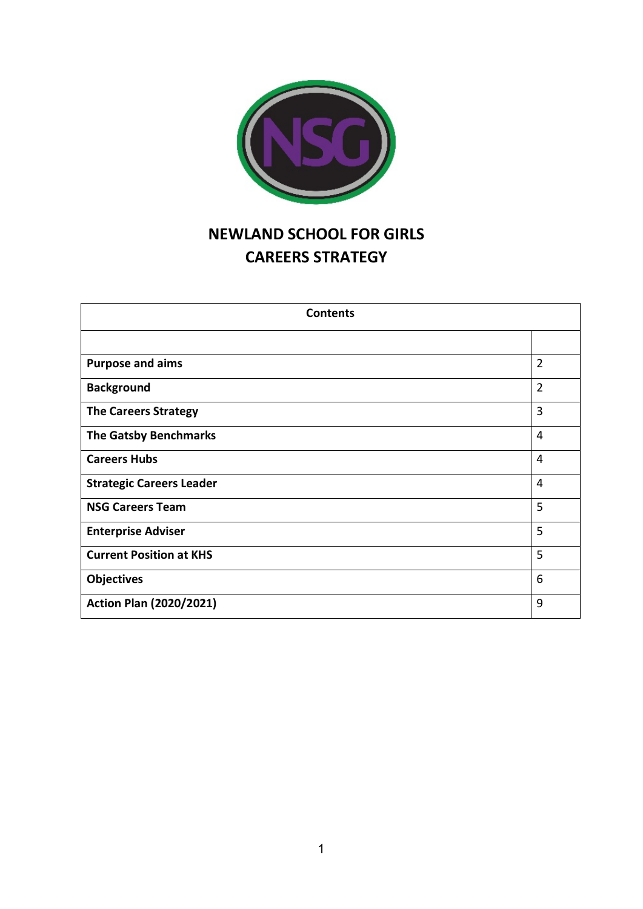# NEWLAND SCHOOL FOR GIRLS
# CAREERS STRATEGY

| Contents | |
|---|---|
| | |
| **Purpose and aims** | 2 |
| **Background** | 2 |
| **The Careers Strategy** | 3 |
| **The Gatsby Benchmarks** | 4 |
| **Careers Hubs** | 4 |
| **Strategic Careers Leader** | 4 |
| **NSG Careers Team** | 5 |
| **Enterprise Adviser** | 5 |
| **Current Position at KHS** | 5 |
| **Objectives** | 6 |
| **Action Plan (2020/2021)** | 9 |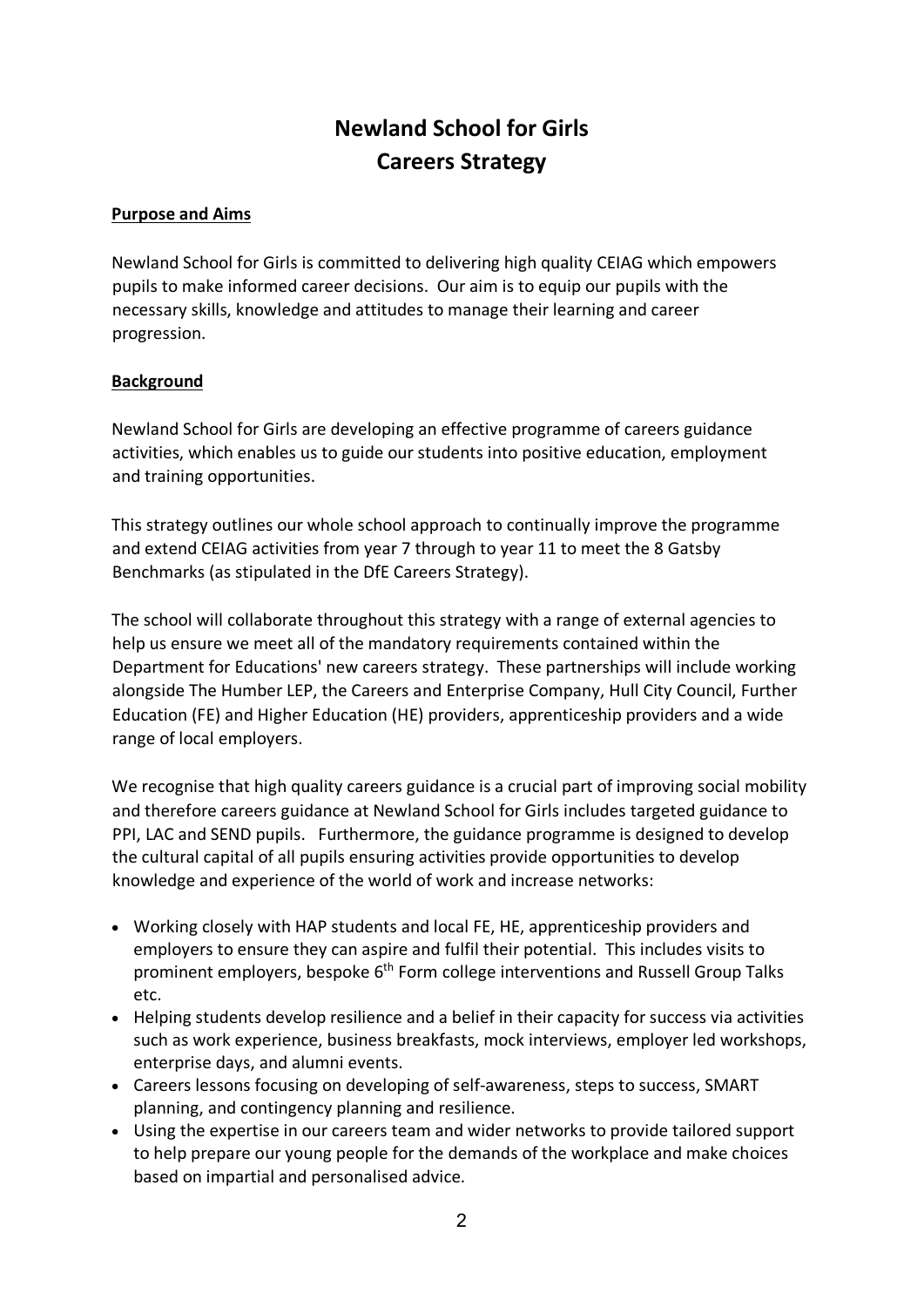# Newland School for Girls
# Careers Strategy

**Purpose and Aims**

Newland School for Girls is committed to delivering high quality CEIAG which empowers pupils to make informed career decisions. Our aim is to equip our pupils with the necessary skills, knowledge and attitudes to manage their learning and career progression.

**Background**

Newland School for Girls are developing an effective programme of careers guidance activities, which enables us to guide our students into positive education, employment and training opportunities.

This strategy outlines our whole school approach to continually improve the programme and extend CEIAG activities from year 7 through to year 11 to meet the 8 Gatsby Benchmarks (as stipulated in the DfE Careers Strategy).

The school will collaborate throughout this strategy with a range of external agencies to help us ensure we meet all of the mandatory requirements contained within the Department for Educations' new careers strategy. These partnerships will include working alongside The Humber LEP, the Careers and Enterprise Company, Hull City Council, Further Education (FE) and Higher Education (HE) providers, apprenticeship providers and a wide range of local employers.

We recognise that high quality careers guidance is a crucial part of improving social mobility and therefore careers guidance at Newland School for Girls includes targeted guidance to PPI, LAC and SEND pupils. Furthermore, the guidance programme is designed to develop the cultural capital of all pupils ensuring activities provide opportunities to develop knowledge and experience of the world of work and increase networks:

- Working closely with HAP students and local FE, HE, apprenticeship providers and employers to ensure they can aspire and fulfil their potential. This includes visits to prominent employers, bespoke 6th Form college interventions and Russell Group Talks etc.
- Helping students develop resilience and a belief in their capacity for success via activities such as work experience, business breakfasts, mock interviews, employer led workshops, enterprise days, and alumni events.
- Careers lessons focusing on developing of self-awareness, steps to success, SMART planning, and contingency planning and resilience.
- Using the expertise in our careers team and wider networks to provide tailored support to help prepare our young people for the demands of the workplace and make choices based on impartial and personalised advice.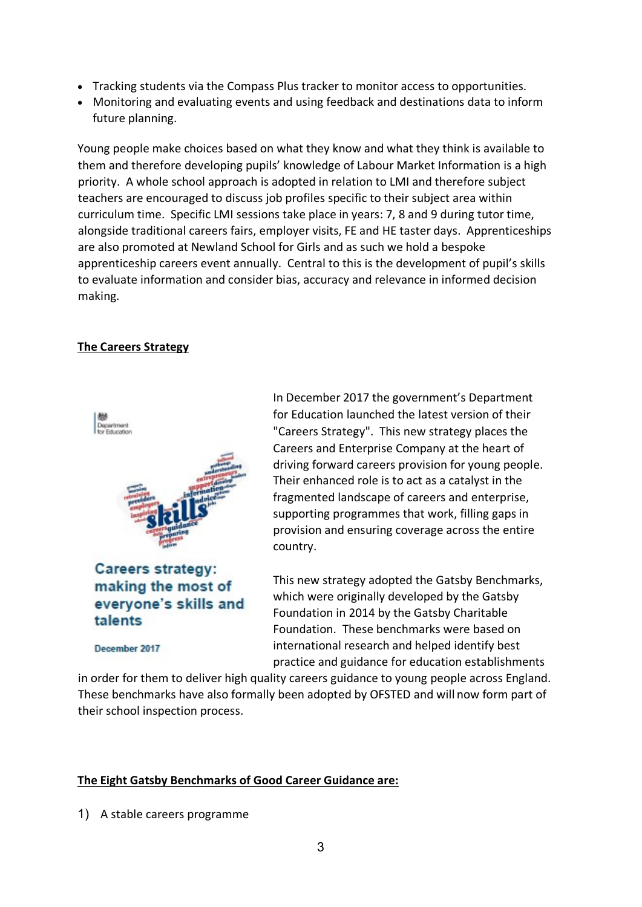- Tracking students via the Compass Plus tracker to monitor access to opportunities.
- Monitoring and evaluating events and using feedback and destinations data to inform future planning.

Young people make choices based on what they know and what they think is available to them and therefore developing pupils' knowledge of Labour Market Information is a high priority. A whole school approach is adopted in relation to LMI and therefore subject teachers are encouraged to discuss job profiles specific to their subject area within curriculum time. Specific LMI sessions take place in years: 7, 8 and 9 during tutor time, alongside traditional careers fairs, employer visits, FE and HE taster days. Apprenticeships are also promoted at Newland School for Girls and as such we hold a bespoke apprenticeship careers event annually. Central to this is the development of pupil's skills to evaluate information and consider bias, accuracy and relevance in informed decision making.

## The Careers Strategy

Department for Education

Careers strategy: making the most of everyone's skills and talents

December 2017

In December 2017 the government's Department for Education launched the latest version of their "Careers Strategy". This new strategy places the Careers and Enterprise Company at the heart of driving forward careers provision for young people. Their enhanced role is to act as a catalyst in the fragmented landscape of careers and enterprise, supporting programmes that work, filling gaps in provision and ensuring coverage across the entire country.

This new strategy adopted the Gatsby Benchmarks, which were originally developed by the Gatsby Foundation in 2014 by the Gatsby Charitable Foundation. These benchmarks were based on international research and helped identify best practice and guidance for education establishments in order for them to deliver high quality careers guidance to young people across England. These benchmarks have also formally been adopted by OFSTED and will now form part of their school inspection process.

## The Eight Gatsby Benchmarks of Good Career Guidance are:

1) A stable careers programme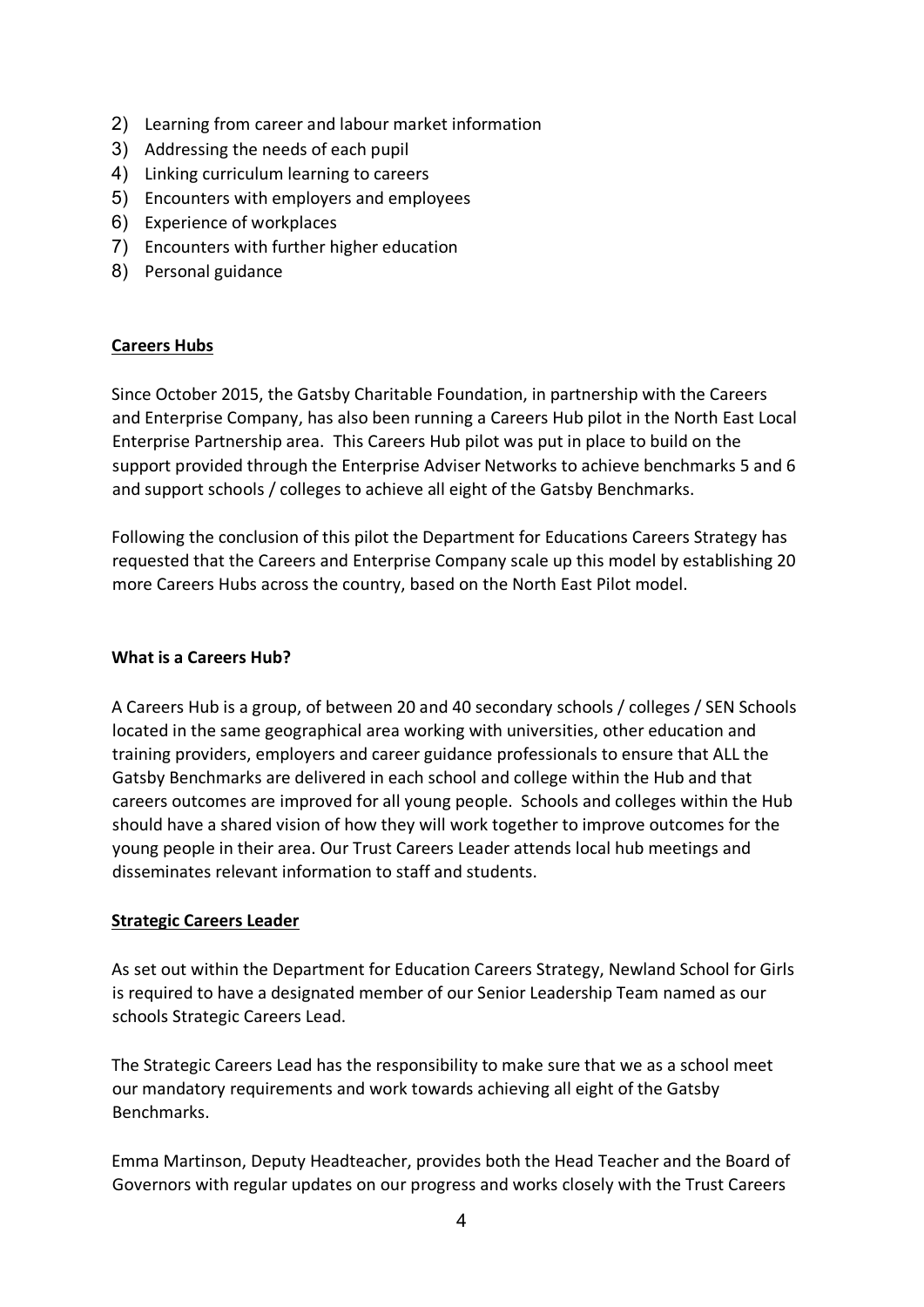2) Learning from career and labour market information
3) Addressing the needs of each pupil
4) Linking curriculum learning to careers
5) Encounters with employers and employees
6) Experience of workplaces
7) Encounters with further higher education
8) Personal guidance

## Careers Hubs

Since October 2015, the Gatsby Charitable Foundation, in partnership with the Careers and Enterprise Company, has also been running a Careers Hub pilot in the North East Local Enterprise Partnership area. This Careers Hub pilot was put in place to build on the support provided through the Enterprise Adviser Networks to achieve benchmarks 5 and 6 and support schools / colleges to achieve all eight of the Gatsby Benchmarks.

Following the conclusion of this pilot the Department for Educations Careers Strategy has requested that the Careers and Enterprise Company scale up this model by establishing 20 more Careers Hubs across the country, based on the North East Pilot model.

### What is a Careers Hub?

A Careers Hub is a group, of between 20 and 40 secondary schools / colleges / SEN Schools located in the same geographical area working with universities, other education and training providers, employers and career guidance professionals to ensure that ALL the Gatsby Benchmarks are delivered in each school and college within the Hub and that careers outcomes are improved for all young people. Schools and colleges within the Hub should have a shared vision of how they will work together to improve outcomes for the young people in their area. Our Trust Careers Leader attends local hub meetings and disseminates relevant information to staff and students.

## Strategic Careers Leader

As set out within the Department for Education Careers Strategy, Newland School for Girls is required to have a designated member of our Senior Leadership Team named as our schools Strategic Careers Lead.

The Strategic Careers Lead has the responsibility to make sure that we as a school meet our mandatory requirements and work towards achieving all eight of the Gatsby Benchmarks.

Emma Martinson, Deputy Headteacher, provides both the Head Teacher and the Board of Governors with regular updates on our progress and works closely with the Trust Careers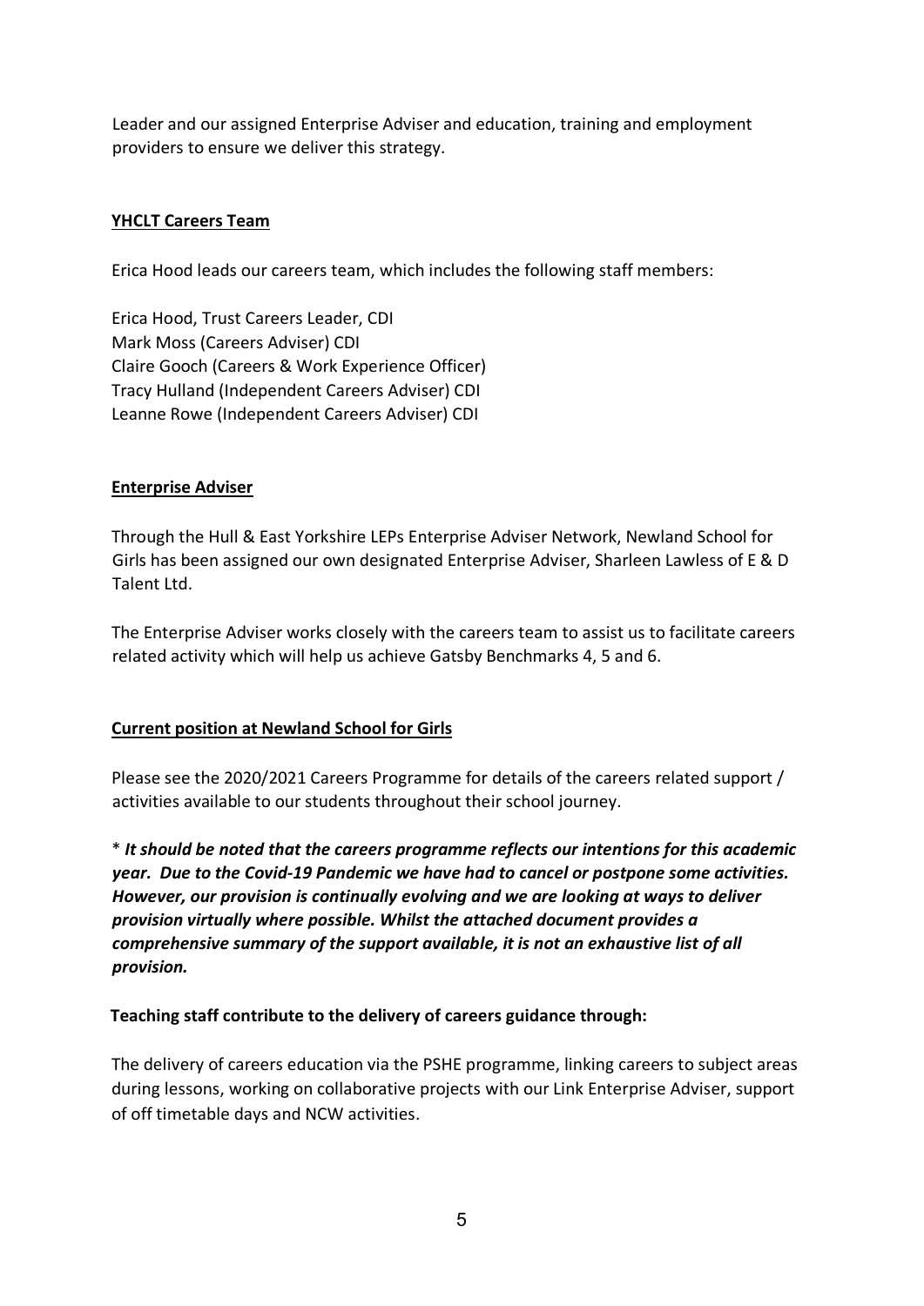Leader and our assigned Enterprise Adviser and education, training and employment providers to ensure we deliver this strategy.

**YHCLT Careers Team**

Erica Hood leads our careers team, which includes the following staff members:

Erica Hood, Trust Careers Leader, CDI
Mark Moss (Careers Adviser) CDI
Claire Gooch (Careers & Work Experience Officer)
Tracy Hulland (Independent Careers Adviser) CDI
Leanne Rowe (Independent Careers Adviser) CDI

**Enterprise Adviser**

Through the Hull & East Yorkshire LEPs Enterprise Adviser Network, Newland School for Girls has been assigned our own designated Enterprise Adviser, Sharleen Lawless of E & D Talent Ltd.

The Enterprise Adviser works closely with the careers team to assist us to facilitate careers related activity which will help us achieve Gatsby Benchmarks 4, 5 and 6.

**Current position at Newland School for Girls**

Please see the 2020/2021 Careers Programme for details of the careers related support / activities available to our students throughout their school journey.

\* ***It should be noted that the careers programme reflects our intentions for this academic year. Due to the Covid-19 Pandemic we have had to cancel or postpone some activities. However, our provision is continually evolving and we are looking at ways to deliver provision virtually where possible. Whilst the attached document provides a comprehensive summary of the support available, it is not an exhaustive list of all provision.***

**Teaching staff contribute to the delivery of careers guidance through:**

The delivery of careers education via the PSHE programme, linking careers to subject areas during lessons, working on collaborative projects with our Link Enterprise Adviser, support of off timetable days and NCW activities.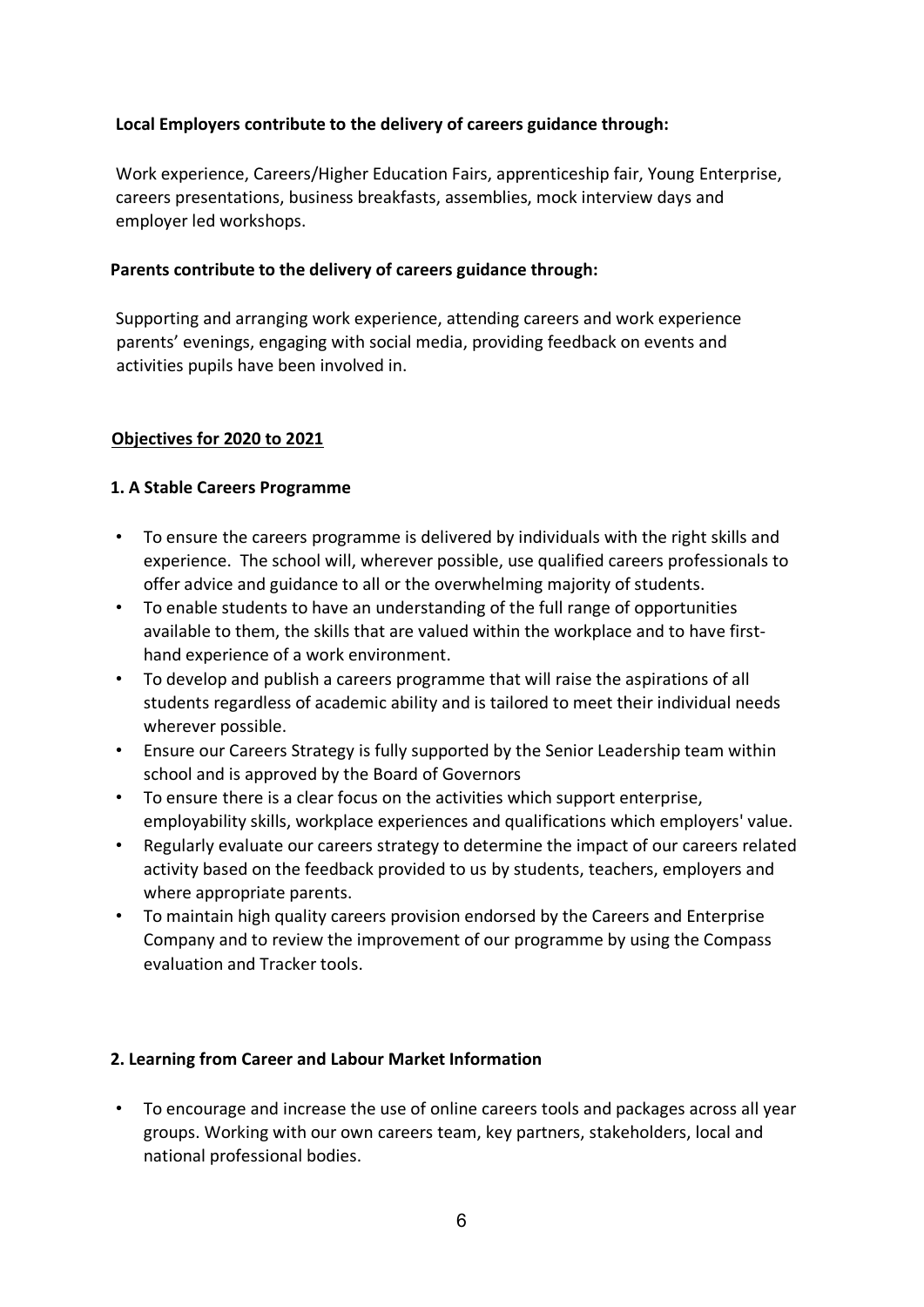**Local Employers contribute to the delivery of careers guidance through:**

Work experience, Careers/Higher Education Fairs, apprenticeship fair, Young Enterprise, careers presentations, business breakfasts, assemblies, mock interview days and employer led workshops.

**Parents contribute to the delivery of careers guidance through:**

Supporting and arranging work experience, attending careers and work experience parents' evenings, engaging with social media, providing feedback on events and activities pupils have been involved in.

## Objectives for 2020 to 2021

### 1. A Stable Careers Programme

- To ensure the careers programme is delivered by individuals with the right skills and experience. The school will, wherever possible, use qualified careers professionals to offer advice and guidance to all or the overwhelming majority of students.
- To enable students to have an understanding of the full range of opportunities available to them, the skills that are valued within the workplace and to have first-hand experience of a work environment.
- To develop and publish a careers programme that will raise the aspirations of all students regardless of academic ability and is tailored to meet their individual needs wherever possible.
- Ensure our Careers Strategy is fully supported by the Senior Leadership team within school and is approved by the Board of Governors
- To ensure there is a clear focus on the activities which support enterprise, employability skills, workplace experiences and qualifications which employers' value.
- Regularly evaluate our careers strategy to determine the impact of our careers related activity based on the feedback provided to us by students, teachers, employers and where appropriate parents.
- To maintain high quality careers provision endorsed by the Careers and Enterprise Company and to review the improvement of our programme by using the Compass evaluation and Tracker tools.

### 2. Learning from Career and Labour Market Information

- To encourage and increase the use of online careers tools and packages across all year groups. Working with our own careers team, key partners, stakeholders, local and national professional bodies.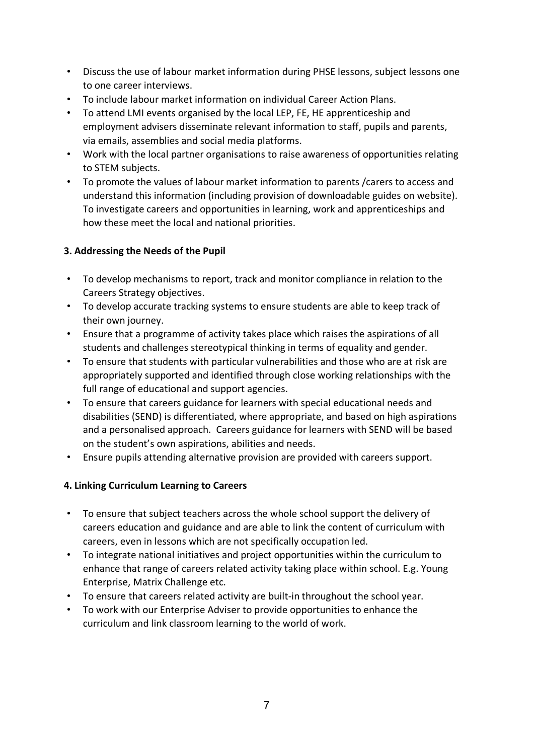- Discuss the use of labour market information during PHSE lessons, subject lessons one to one career interviews.
- To include labour market information on individual Career Action Plans.
- To attend LMI events organised by the local LEP, FE, HE apprenticeship and employment advisers disseminate relevant information to staff, pupils and parents, via emails, assemblies and social media platforms.
- Work with the local partner organisations to raise awareness of opportunities relating to STEM subjects.
- To promote the values of labour market information to parents /carers to access and understand this information (including provision of downloadable guides on website). To investigate careers and opportunities in learning, work and apprenticeships and how these meet the local and national priorities.

**3. Addressing the Needs of the Pupil**

- To develop mechanisms to report, track and monitor compliance in relation to the Careers Strategy objectives.
- To develop accurate tracking systems to ensure students are able to keep track of their own journey.
- Ensure that a programme of activity takes place which raises the aspirations of all students and challenges stereotypical thinking in terms of equality and gender.
- To ensure that students with particular vulnerabilities and those who are at risk are appropriately supported and identified through close working relationships with the full range of educational and support agencies.
- To ensure that careers guidance for learners with special educational needs and disabilities (SEND) is differentiated, where appropriate, and based on high aspirations and a personalised approach. Careers guidance for learners with SEND will be based on the student's own aspirations, abilities and needs.
- Ensure pupils attending alternative provision are provided with careers support.

**4. Linking Curriculum Learning to Careers**

- To ensure that subject teachers across the whole school support the delivery of careers education and guidance and are able to link the content of curriculum with careers, even in lessons which are not specifically occupation led.
- To integrate national initiatives and project opportunities within the curriculum to enhance that range of careers related activity taking place within school. E.g. Young Enterprise, Matrix Challenge etc.
- To ensure that careers related activity are built-in throughout the school year.
- To work with our Enterprise Adviser to provide opportunities to enhance the curriculum and link classroom learning to the world of work.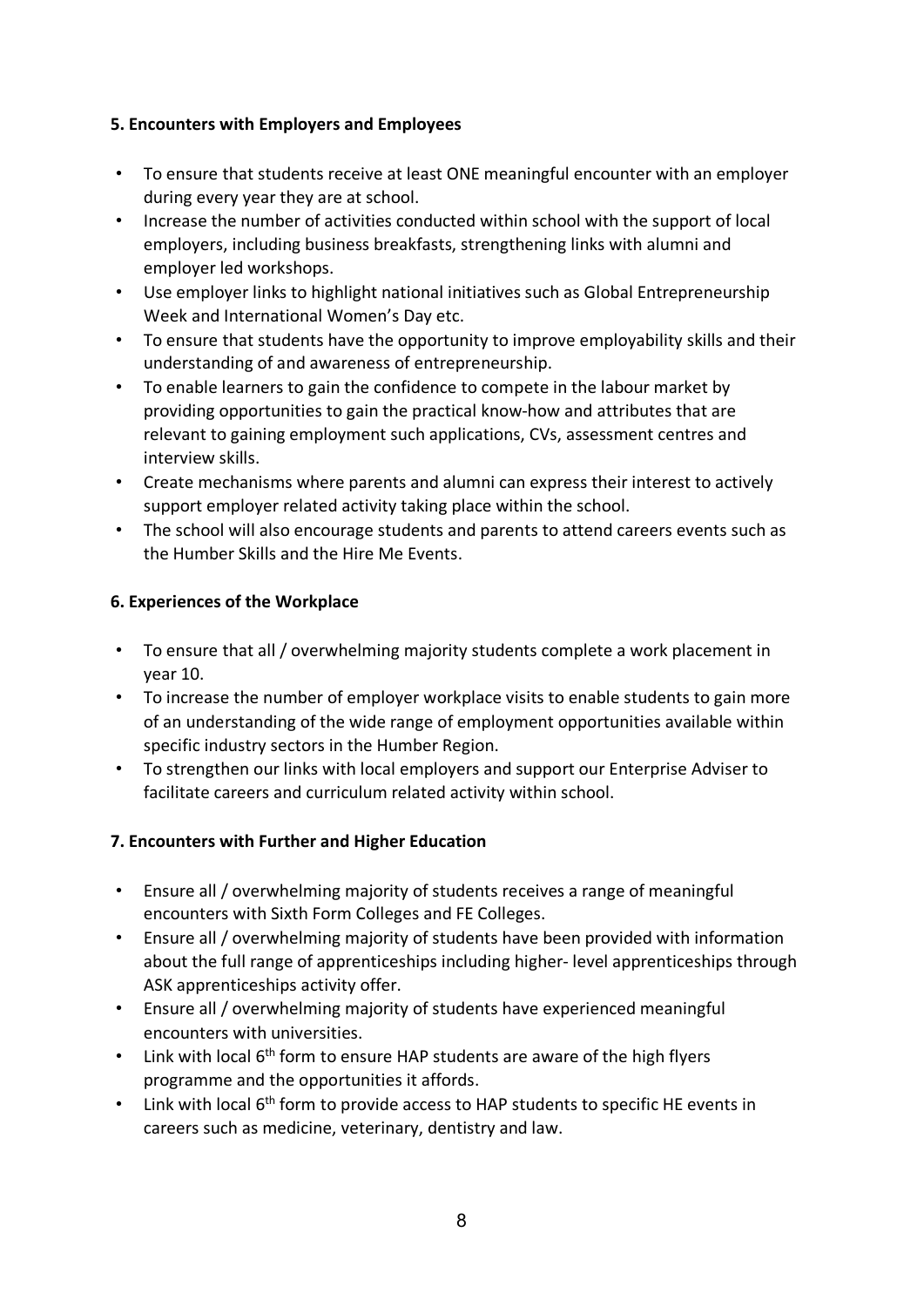**5. Encounters with Employers and Employees**

- To ensure that students receive at least ONE meaningful encounter with an employer during every year they are at school.
- Increase the number of activities conducted within school with the support of local employers, including business breakfasts, strengthening links with alumni and employer led workshops.
- Use employer links to highlight national initiatives such as Global Entrepreneurship Week and International Women's Day etc.
- To ensure that students have the opportunity to improve employability skills and their understanding of and awareness of entrepreneurship.
- To enable learners to gain the confidence to compete in the labour market by providing opportunities to gain the practical know-how and attributes that are relevant to gaining employment such applications, CVs, assessment centres and interview skills.
- Create mechanisms where parents and alumni can express their interest to actively support employer related activity taking place within the school.
- The school will also encourage students and parents to attend careers events such as the Humber Skills and the Hire Me Events.

**6. Experiences of the Workplace**

- To ensure that all / overwhelming majority students complete a work placement in year 10.
- To increase the number of employer workplace visits to enable students to gain more of an understanding of the wide range of employment opportunities available within specific industry sectors in the Humber Region.
- To strengthen our links with local employers and support our Enterprise Adviser to facilitate careers and curriculum related activity within school.

**7. Encounters with Further and Higher Education**

- Ensure all / overwhelming majority of students receives a range of meaningful encounters with Sixth Form Colleges and FE Colleges.
- Ensure all / overwhelming majority of students have been provided with information about the full range of apprenticeships including higher- level apprenticeships through ASK apprenticeships activity offer.
- Ensure all / overwhelming majority of students have experienced meaningful encounters with universities.
- Link with local 6th form to ensure HAP students are aware of the high flyers programme and the opportunities it affords.
- Link with local 6th form to provide access to HAP students to specific HE events in careers such as medicine, veterinary, dentistry and law.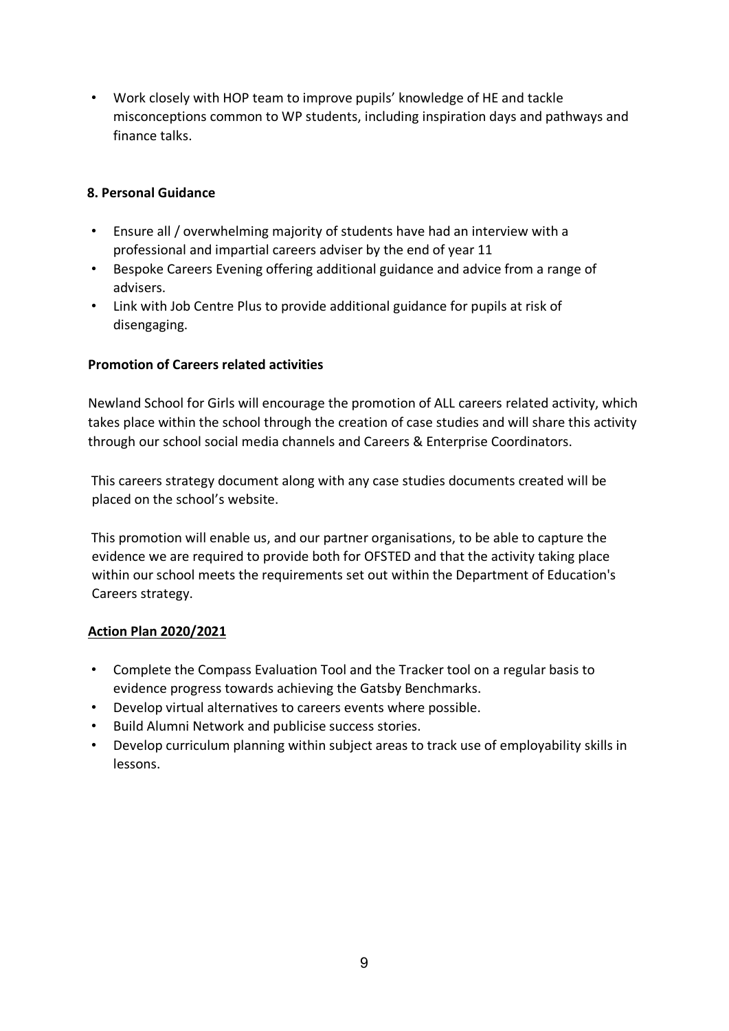- Work closely with HOP team to improve pupils' knowledge of HE and tackle misconceptions common to WP students, including inspiration days and pathways and finance talks.

**8. Personal Guidance**

- Ensure all / overwhelming majority of students have had an interview with a professional and impartial careers adviser by the end of year 11
- Bespoke Careers Evening offering additional guidance and advice from a range of advisers.
- Link with Job Centre Plus to provide additional guidance for pupils at risk of disengaging.

**Promotion of Careers related activities**

Newland School for Girls will encourage the promotion of ALL careers related activity, which takes place within the school through the creation of case studies and will share this activity through our school social media channels and Careers & Enterprise Coordinators.

This careers strategy document along with any case studies documents created will be placed on the school's website.

This promotion will enable us, and our partner organisations, to be able to capture the evidence we are required to provide both for OFSTED and that the activity taking place within our school meets the requirements set out within the Department of Education's Careers strategy.

**Action Plan 2020/2021**

- Complete the Compass Evaluation Tool and the Tracker tool on a regular basis to evidence progress towards achieving the Gatsby Benchmarks.
- Develop virtual alternatives to careers events where possible.
- Build Alumni Network and publicise success stories.
- Develop curriculum planning within subject areas to track use of employability skills in lessons.